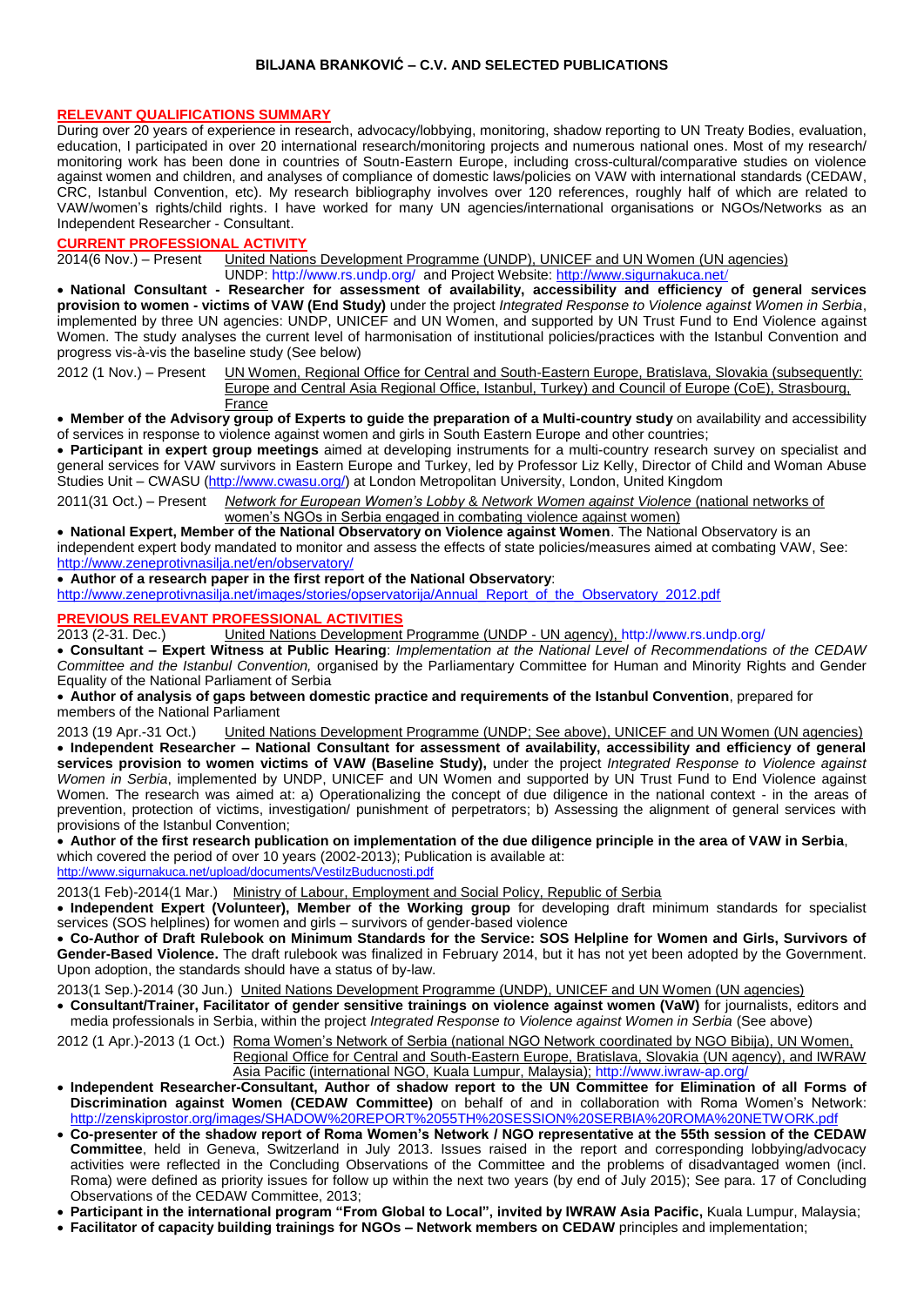# BILJANA BRANKOVIĆ – C.V. AND SELECTED PUBLICATIONS

## RELEVANT QUALIFICATIONS SUMMARY

During over 20 years of experience in research, advocacy/lobbying, monitoring, shadow reporting to UN Treaty Bodies, evaluation, education, I participated in over 20 international research/monitoring projects and numerous national ones. Most of my research/ monitoring work has been done in countries of South-Eastern Europe, including cross-cultural/comparative studies on violence against women and children, and analyses of compliance of domestic laws/policies on VAW with international standards (CEDAW, CRC, Istanbul Convention, etc). My research bibliography involves over 120 references, roughly half of which are related to VAW/women's rights/child rights. I have worked for many UN agencies/international organisations or NGOs/Networks as an Independent Researcher - Consultant.

## CURRENT PROFESSIONAL ACTIVITY

2014(6 Nov.) – Present United Nations Development Programme (UNDP), UNICEF and UN Women (UN agencies)
UNDP: http://www.rs.undp.org/ and Project Website: http://www.sigurnakuca.net/

- **National Consultant - Researcher for assessment of availability, accessibility and efficiency of general services provision to women - victims of VAW (End Study)** under the project *Integrated Response to Violence against Women in Serbia*, implemented by three UN agencies: UNDP, UNICEF and UN Women, and supported by UN Trust Fund to End Violence against Women. The study analyses the current level of harmonisation of institutional policies/practices with the Istanbul Convention and progress vis-à-vis the baseline study (See below)

2012 (1 Nov.) – Present UN Women, Regional Office for Central and South-Eastern Europe, Bratislava, Slovakia (subsequently: Europe and Central Asia Regional Office, Istanbul, Turkey) and Council of Europe (CoE), Strasbourg, France

- **Member of the Advisory group of Experts to guide the preparation of a Multi-country study** on availability and accessibility of services in response to violence against women and girls in South Eastern Europe and other countries;
- **Participant in expert group meetings** aimed at developing instruments for a multi-country research survey on specialist and general services for VAW survivors in Eastern Europe and Turkey, led by Professor Liz Kelly, Director of Child and Woman Abuse Studies Unit – CWASU (http://www.cwasu.org/) at London Metropolitan University, London, United Kingdom

2011(31 Oct.) – Present *Network for European Women's Lobby* & *Network Women against Violence* (national networks of women's NGOs in Serbia engaged in combating violence against women)

- **National Expert, Member of the National Observatory on Violence against Women**. The National Observatory is an independent expert body mandated to monitor and assess the effects of state policies/measures aimed at combating VAW, See: http://www.zeneprotivnasilja.net/en/observatory/
- **Author of a research paper in the first report of the National Observatory**: http://www.zeneprotivnasilja.net/images/stories/opservatorija/Annual_Report_of_the_Observatory_2012.pdf

## PREVIOUS RELEVANT PROFESSIONAL ACTIVITIES

2013 (2-31. Dec.) United Nations Development Programme (UNDP - UN agency), http://www.rs.undp.org/

- **Consultant – Expert Witness at Public Hearing**: *Implementation at the National Level of Recommendations of the CEDAW Committee and the Istanbul Convention,* organised by the Parliamentary Committee for Human and Minority Rights and Gender Equality of the National Parliament of Serbia
- **Author of analysis of gaps between domestic practice and requirements of the Istanbul Convention**, prepared for members of the National Parliament

2013 (19 Apr.-31 Oct.) United Nations Development Programme (UNDP; See above), UNICEF and UN Women (UN agencies)

- **Independent Researcher – National Consultant for assessment of availability, accessibility and efficiency of general services provision to women victims of VAW (Baseline Study),** under the project *Integrated Response to Violence against Women in Serbia*, implemented by UNDP, UNICEF and UN Women and supported by UN Trust Fund to End Violence against Women. The research was aimed at: a) Operationalizing the concept of due diligence in the national context - in the areas of prevention, protection of victims, investigation/ punishment of perpetrators; b) Assessing the alignment of general services with provisions of the Istanbul Convention;
- **Author of the first research publication on implementation of the due diligence principle in the area of VAW in Serbia**, which covered the period of over 10 years (2002-2013); Publication is available at: http://www.sigurnakuca.net/upload/documents/VestiIzBuducnosti.pdf

2013(1 Feb)-2014(1 Mar.) Ministry of Labour, Employment and Social Policy, Republic of Serbia

- **Independent Expert (Volunteer), Member of the Working group** for developing draft minimum standards for specialist services (SOS helplines) for women and girls – survivors of gender-based violence
- **Co-Author of Draft Rulebook on Minimum Standards for the Service: SOS Helpline for Women and Girls, Survivors of Gender-Based Violence.** The draft rulebook was finalized in February 2014, but it has not yet been adopted by the Government. Upon adoption, the standards should have a status of by-law.

2013(1 Sep.)-2014 (30 Jun.) United Nations Development Programme (UNDP), UNICEF and UN Women (UN agencies)

- **Consultant/Trainer, Facilitator of gender sensitive trainings on violence against women (VaW)** for journalists, editors and media professionals in Serbia, within the project *Integrated Response to Violence against Women in Serbia* (See above)

2012 (1 Apr.)-2013 (1 Oct.) Roma Women's Network of Serbia (national NGO Network coordinated by NGO Bibija), UN Women, Regional Office for Central and South-Eastern Europe, Bratislava, Slovakia (UN agency), and IWRAW Asia Pacific (international NGO, Kuala Lumpur, Malaysia); http://www.iwraw-ap.org/

- **Independent Researcher-Consultant, Author of shadow report to the UN Committee for Elimination of all Forms of Discrimination against Women (CEDAW Committee)** on behalf of and in collaboration with Roma Women's Network: http://zenskiprostor.org/images/SHADOW%20REPORT%2055TH%20SESSION%20SERBIA%20ROMA%20NETWORK.pdf
- **Co-presenter of the shadow report of Roma Women's Network / NGO representative at the 55th session of the CEDAW Committee**, held in Geneva, Switzerland in July 2013. Issues raised in the report and corresponding lobbying/advocacy activities were reflected in the Concluding Observations of the Committee and the problems of disadvantaged women (incl. Roma) were defined as priority issues for follow up within the next two years (by end of July 2015); See para. 17 of Concluding Observations of the CEDAW Committee, 2013;
- **Participant in the international program "From Global to Local", invited by IWRAW Asia Pacific,** Kuala Lumpur, Malaysia;
- **Facilitator of capacity building trainings for NGOs – Network members on CEDAW** principles and implementation;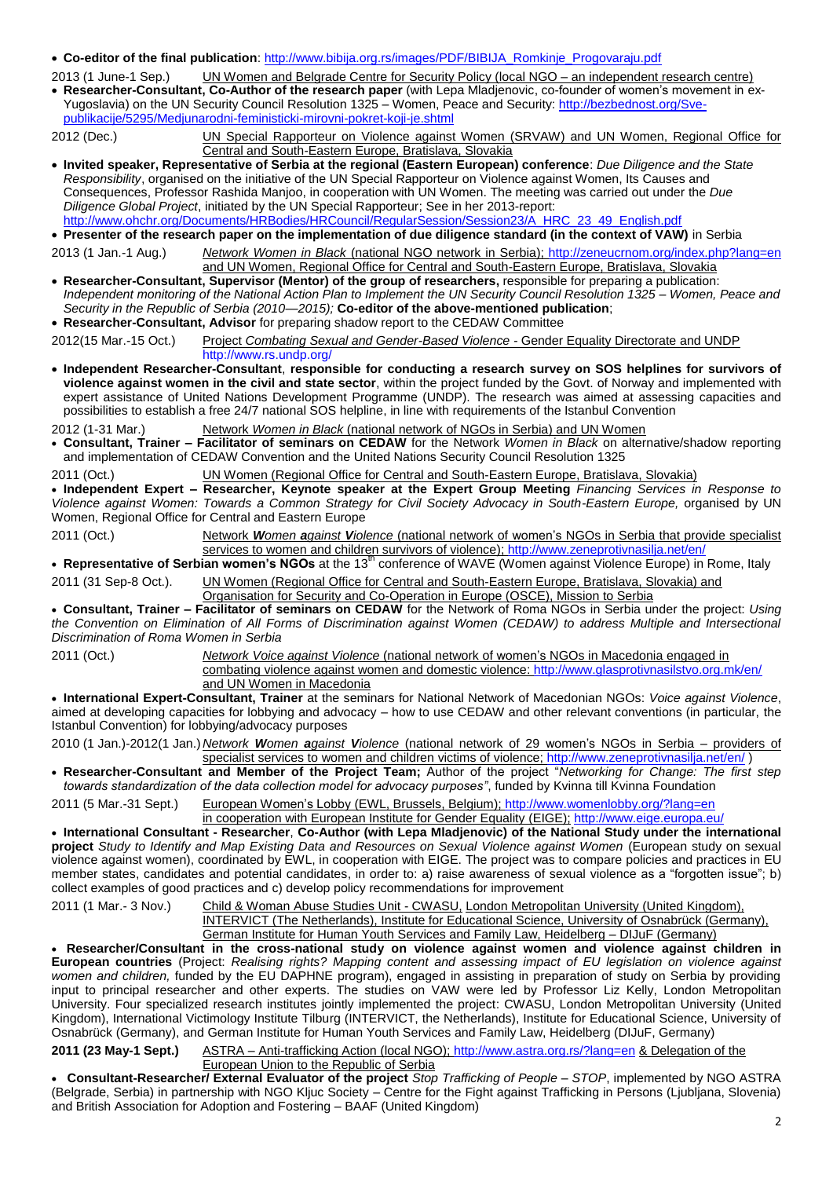- **Co-editor of the final publication**: http://www.bibija.org.rs/images/PDF/BIBIJA_Romkinje_Progovaraju.pdf

2013 (1 June-1 Sep.) UN Women and Belgrade Centre for Security Policy (local NGO – an independent research centre)

- **Researcher-Consultant, Co-Author of the research paper** (with Lepa Mladjenovic, co-founder of women's movement in ex-Yugoslavia) on the UN Security Council Resolution 1325 – Women, Peace and Security: http://bezbednost.org/Sve-publikacije/5295/Medjunarodni-feministicki-mirovni-pokret-koji-je.shtml

2012 (Dec.) UN Special Rapporteur on Violence against Women (SRVAW) and UN Women, Regional Office for Central and South-Eastern Europe, Bratislava, Slovakia

- **Invited speaker, Representative of Serbia at the regional (Eastern European) conference**: *Due Diligence and the State Responsibility*, organised on the initiative of the UN Special Rapporteur on Violence against Women, Its Causes and Consequences, Professor Rashida Manjoo, in cooperation with UN Women. The meeting was carried out under the *Due Diligence Global Project*, initiated by the UN Special Rapporteur; See in her 2013-report: http://www.ohchr.org/Documents/HRBodies/HRCouncil/RegularSession/Session23/A_HRC_23_49_English.pdf
- **Presenter of the research paper on the implementation of due diligence standard (in the context of VAW)** in Serbia

2013 (1 Jan.-1 Aug.) *Network Women in Black* (national NGO network in Serbia); http://zeneucrnom.org/index.php?lang=en and UN Women, Regional Office for Central and South-Eastern Europe, Bratislava, Slovakia

- **Researcher-Consultant, Supervisor (Mentor) of the group of researchers,** responsible for preparing a publication: *Independent monitoring of the National Action Plan to Implement the UN Security Council Resolution 1325 – Women, Peace and Security in the Republic of Serbia (2010—2015);* **Co-editor of the above-mentioned publication**;
- **Researcher-Consultant, Advisor** for preparing shadow report to the CEDAW Committee

2012(15 Mar.-15 Oct.) Project *Combating Sexual and Gender-Based Violence* - Gender Equality Directorate and UNDP http://www.rs.undp.org/

- **Independent Researcher-Consultant**, **responsible for conducting a research survey on SOS helplines for survivors of violence against women in the civil and state sector**, within the project funded by the Govt. of Norway and implemented with expert assistance of United Nations Development Programme (UNDP). The research was aimed at assessing capacities and possibilities to establish a free 24/7 national SOS helpline, in line with requirements of the Istanbul Convention

2012 (1-31 Mar.) Network *Women in Black* (national network of NGOs in Serbia) and UN Women

- **Consultant, Trainer – Facilitator of seminars on CEDAW** for the Network *Women in Black* on alternative/shadow reporting and implementation of CEDAW Convention and the United Nations Security Council Resolution 1325

2011 (Oct.) UN Women (Regional Office for Central and South-Eastern Europe, Bratislava, Slovakia)

- **Independent Expert – Researcher, Keynote speaker at the Expert Group Meeting** *Financing Services in Response to Violence against Women: Towards a Common Strategy for Civil Society Advocacy in South-Eastern Europe,* organised by UN Women, Regional Office for Central and Eastern Europe

2011 (Oct.) Network ***W****omen* ***a****gainst* ***V****iolence* (national network of women's NGOs in Serbia that provide specialist services to women and children survivors of violence); http://www.zeneprotivnasilja.net/en/

- **Representative of Serbian women's NGOs** at the 13th conference of WAVE (Women against Violence Europe) in Rome, Italy

2011 (31 Sep-8 Oct.). UN Women (Regional Office for Central and South-Eastern Europe, Bratislava, Slovakia) and Organisation for Security and Co-Operation in Europe (OSCE), Mission to Serbia

- **Consultant, Trainer – Facilitator of seminars on CEDAW** for the Network of Roma NGOs in Serbia under the project: *Using the Convention on Elimination of All Forms of Discrimination against Women (CEDAW) to address Multiple and Intersectional Discrimination of Roma Women in Serbia*

2011 (Oct.) *Network Voice against Violence* (national network of women's NGOs in Macedonia engaged in combating violence against women and domestic violence: http://www.glasprotivnasilstvo.org.mk/en/ and UN Women in Macedonia

- **International Expert-Consultant, Trainer** at the seminars for National Network of Macedonian NGOs: *Voice against Violence*, aimed at developing capacities for lobbying and advocacy – how to use CEDAW and other relevant conventions (in particular, the Istanbul Convention) for lobbying/advocacy purposes

2010 (1 Jan.)-2012(1 Jan.) *Network* ***W****omen* ***a****gainst* ***V****iolence* (national network of 29 women's NGOs in Serbia – providers of specialist services to women and children victims of violence; http://www.zeneprotivnasilja.net/en/ )

- **Researcher-Consultant and Member of the Project Team;** Author of the project "*Networking for Change: The first step towards standardization of the data collection model for advocacy purposes"*, funded by Kvinna till Kvinna Foundation

2011 (5 Mar.-31 Sept.) European Women's Lobby (EWL, Brussels, Belgium); http://www.womenlobby.org/?lang=en in cooperation with European Institute for Gender Equality (EIGE); http://www.eige.europa.eu/

- **International Consultant - Researcher**, **Co-Author (with Lepa Mladjenovic) of the National Study under the international project** *Study to Identify and Map Existing Data and Resources on Sexual Violence against Women* (European study on sexual violence against women), coordinated by EWL, in cooperation with EIGE. The project was to compare policies and practices in EU member states, candidates and potential candidates, in order to: a) raise awareness of sexual violence as a "forgotten issue"; b) collect examples of good practices and c) develop policy recommendations for improvement

2011 (1 Mar.- 3 Nov.) Child & Woman Abuse Studies Unit - CWASU, London Metropolitan University (United Kingdom), INTERVICT (The Netherlands), Institute for Educational Science, University of Osnabrück (Germany), German Institute for Human Youth Services and Family Law, Heidelberg – DIJuF (Germany)

- **Researcher/Consultant in the cross-national study on violence against women and violence against children in European countries** (Project: *Realising rights? Mapping content and assessing impact of EU legislation on violence against women and children,* funded by the EU DAPHNE program), engaged in assisting in preparation of study on Serbia by providing input to principal researcher and other experts. The studies on VAW were led by Professor Liz Kelly, London Metropolitan University. Four specialized research institutes jointly implemented the project: CWASU, London Metropolitan University (United Kingdom), International Victimology Institute Tilburg (INTERVICT, the Netherlands), Institute for Educational Science, University of Osnabrück (Germany), and German Institute for Human Youth Services and Family Law, Heidelberg (DIJuF, Germany)

**2011 (23 May-1 Sept.)** ASTRA – Anti-trafficking Action (local NGO); http://www.astra.org.rs/?lang=en & Delegation of the European Union to the Republic of Serbia

- **Consultant-Researcher/ External Evaluator of the project** *Stop Trafficking of People – STOP*, implemented by NGO ASTRA (Belgrade, Serbia) in partnership with NGO Kljuc Society – Centre for the Fight against Trafficking in Persons (Ljubljana, Slovenia) and British Association for Adoption and Fostering – BAAF (United Kingdom)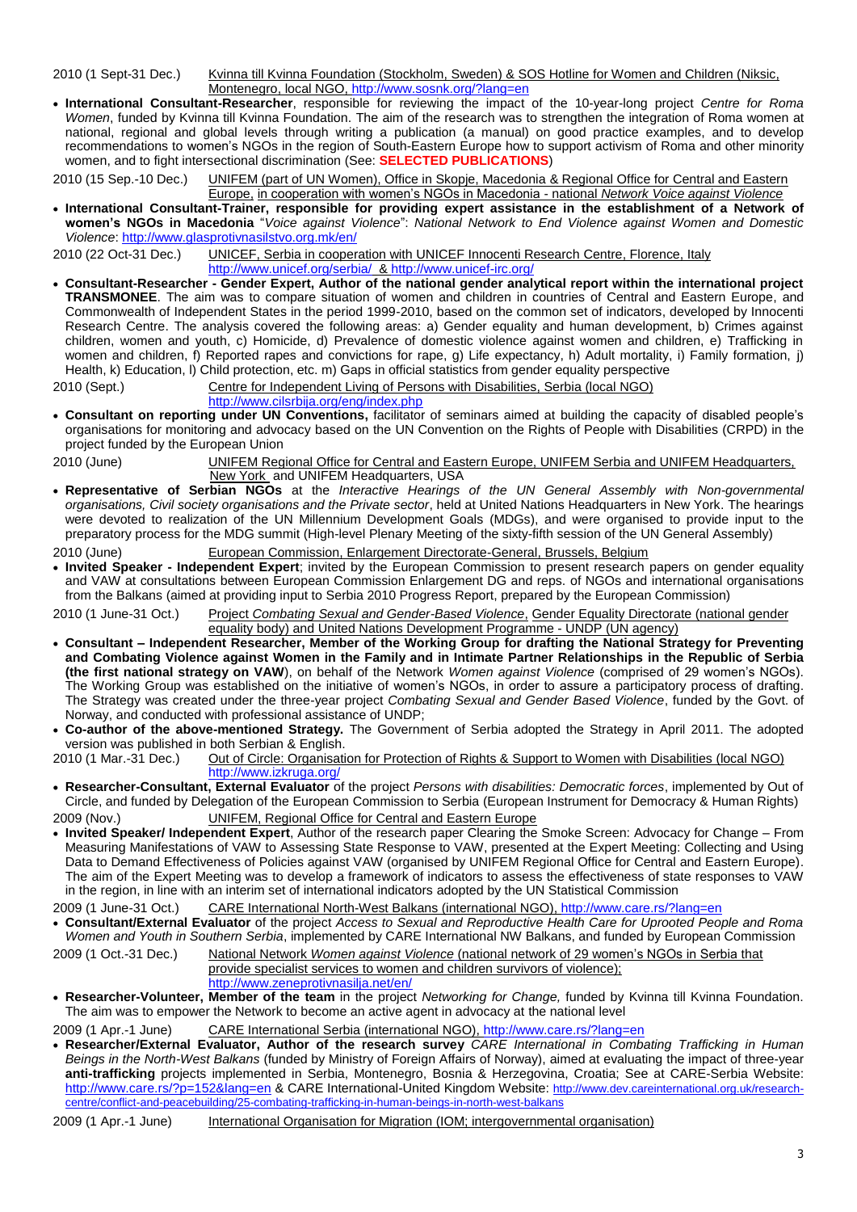2010 (1 Sept-31 Dec.) Kvinna till Kvinna Foundation (Stockholm, Sweden) & SOS Hotline for Women and Children (Niksic, Montenegro, local NGO, http://www.sosnk.org/?lang=en

- **International Consultant-Researcher**, responsible for reviewing the impact of the 10-year-long project *Centre for Roma Women*, funded by Kvinna till Kvinna Foundation. The aim of the research was to strengthen the integration of Roma women at national, regional and global levels through writing a publication (a manual) on good practice examples, and to develop recommendations to women's NGOs in the region of South-Eastern Europe how to support activism of Roma and other minority women, and to fight intersectional discrimination (See: **SELECTED PUBLICATIONS**)

2010 (15 Sep.-10 Dec.) UNIFEM (part of UN Women), Office in Skopje, Macedonia & Regional Office for Central and Eastern Europe, in cooperation with women's NGOs in Macedonia - national *Network Voice against Violence*

- **International Consultant-Trainer, responsible for providing expert assistance in the establishment of a Network of women's NGOs in Macedonia** "*Voice against Violence*": *National Network to End Violence against Women and Domestic Violence*: http://www.glasprotivnasilstvo.org.mk/en/

2010 (22 Oct-31 Dec.) UNICEF, Serbia in cooperation with UNICEF Innocenti Research Centre, Florence, Italy http://www.unicef.org/serbia/ & http://www.unicef-irc.org/

- **Consultant-Researcher - Gender Expert, Author of the national gender analytical report within the international project TRANSMONEE**. The aim was to compare situation of women and children in countries of Central and Eastern Europe, and Commonwealth of Independent States in the period 1999-2010, based on the common set of indicators, developed by Innocenti Research Centre. The analysis covered the following areas: a) Gender equality and human development, b) Crimes against children, women and youth, c) Homicide, d) Prevalence of domestic violence against women and children, e) Trafficking in women and children, f) Reported rapes and convictions for rape, g) Life expectancy, h) Adult mortality, i) Family formation, j) Health, k) Education, l) Child protection, etc. m) Gaps in official statistics from gender equality perspective

2010 (Sept.) Centre for Independent Living of Persons with Disabilities, Serbia (local NGO) http://www.cilsrbija.org/eng/index.php

- **Consultant on reporting under UN Conventions,** facilitator of seminars aimed at building the capacity of disabled people's organisations for monitoring and advocacy based on the UN Convention on the Rights of People with Disabilities (CRPD) in the project funded by the European Union

2010 (June) UNIFEM Regional Office for Central and Eastern Europe, UNIFEM Serbia and UNIFEM Headquarters, New York and UNIFEM Headquarters, USA

- **Representative of Serbian NGOs** at the *Interactive Hearings of the UN General Assembly with Non-governmental organisations, Civil society organisations and the Private sector*, held at United Nations Headquarters in New York. The hearings were devoted to realization of the UN Millennium Development Goals (MDGs), and were organised to provide input to the preparatory process for the MDG summit (High-level Plenary Meeting of the sixty-fifth session of the UN General Assembly)

2010 (June) European Commission, Enlargement Directorate-General, Brussels, Belgium

- **Invited Speaker - Independent Expert**; invited by the European Commission to present research papers on gender equality and VAW at consultations between European Commission Enlargement DG and reps. of NGOs and international organisations from the Balkans (aimed at providing input to Serbia 2010 Progress Report, prepared by the European Commission)

2010 (1 June-31 Oct.) Project *Combating Sexual and Gender-Based Violence*, Gender Equality Directorate (national gender equality body) and United Nations Development Programme - UNDP (UN agency)

- **Consultant – Independent Researcher, Member of the Working Group for drafting the National Strategy for Preventing and Combating Violence against Women in the Family and in Intimate Partner Relationships in the Republic of Serbia (the first national strategy on VAW)**, on behalf of the Network *Women against Violence* (comprised of 29 women's NGOs). The Working Group was established on the initiative of women's NGOs, in order to assure a participatory process of drafting. The Strategy was created under the three-year project *Combating Sexual and Gender Based Violence*, funded by the Govt. of Norway, and conducted with professional assistance of UNDP;
- **Co-author of the above-mentioned Strategy.** The Government of Serbia adopted the Strategy in April 2011. The adopted version was published in both Serbian & English.

2010 (1 Mar.-31 Dec.) Out of Circle: Organisation for Protection of Rights & Support to Women with Disabilities (local NGO) http://www.izkruga.org/

- **Researcher-Consultant, External Evaluator** of the project *Persons with disabilities: Democratic forces*, implemented by Out of Circle, and funded by Delegation of the European Commission to Serbia (European Instrument for Democracy & Human Rights)

2009 (Nov.) UNIFEM, Regional Office for Central and Eastern Europe

- **Invited Speaker/ Independent Expert**, Author of the research paper Clearing the Smoke Screen: Advocacy for Change – From Measuring Manifestations of VAW to Assessing State Response to VAW, presented at the Expert Meeting: Collecting and Using Data to Demand Effectiveness of Policies against VAW (organised by UNIFEM Regional Office for Central and Eastern Europe). The aim of the Expert Meeting was to develop a framework of indicators to assess the effectiveness of state responses to VAW in the region, in line with an interim set of international indicators adopted by the UN Statistical Commission

2009 (1 June-31 Oct.) CARE International North-West Balkans (international NGO), http://www.care.rs/?lang=en

- **Consultant/External Evaluator** of the project *Access to Sexual and Reproductive Health Care for Uprooted People and Roma Women and Youth in Southern Serbia*, implemented by CARE International NW Balkans, and funded by European Commission

2009 (1 Oct.-31 Dec.) National Network *Women against Violence* (national network of 29 women's NGOs in Serbia that provide specialist services to women and children survivors of violence); http://www.zeneprotivnasilja.net/en/

- **Researcher-Volunteer, Member of the team** in the project *Networking for Change,* funded by Kvinna till Kvinna Foundation. The aim was to empower the Network to become an active agent in advocacy at the national level

2009 (1 Apr.-1 June) CARE International Serbia (international NGO), http://www.care.rs/?lang=en

- **Researcher/External Evaluator, Author of the research survey** *CARE International in Combating Trafficking in Human Beings in the North-West Balkans* (funded by Ministry of Foreign Affairs of Norway), aimed at evaluating the impact of three-year **anti-trafficking** projects implemented in Serbia, Montenegro, Bosnia & Herzegovina, Croatia; See at CARE-Serbia Website: http://www.care.rs/?p=152&lang=en & CARE International-United Kingdom Website: http://www.dev.careinternational.org.uk/research-centre/conflict-and-peacebuilding/25-combating-trafficking-in-human-beings-in-north-west-balkans

2009 (1 Apr.-1 June) International Organisation for Migration (IOM; intergovernmental organisation)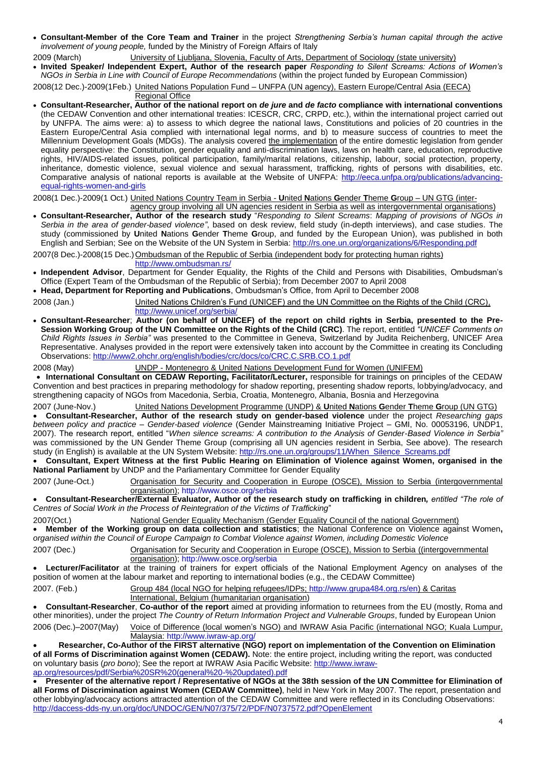- **Consultant-Member of the Core Team and Trainer** in the project *Strengthening Serbia's human capital through the active involvement of young people,* funded by the Ministry of Foreign Affairs of Italy

2009 (March) University of Ljubljana, Slovenia, Faculty of Arts, Department of Sociology (state university)

- **Invited Speaker/ Independent Expert, Author of the research paper** *Responding to Silent Screams: Actions of Women's NGOs in Serbia in Line with Council of Europe Recommendations* (within the project funded by European Commission)

2008(12 Dec.)-2009(1Feb.) United Nations Population Fund – UNFPA (UN agency), Eastern Europe/Central Asia (EECA) Regional Office

- **Consultant-Researcher, Author of the national report on *de jure* and *de facto* compliance with international conventions** (the CEDAW Convention and other international treaties: ICESCR, CRC, CRPD, etc.), within the international project carried out by UNFPA. The aims were: a) to assess to which degree the national laws, Constitutions and policies of 20 countries in the Eastern Europe/Central Asia complied with international legal norms, and b) to measure success of countries to meet the Millennium Development Goals (MDGs). The analysis covered the implementation of the entire domestic legislation from gender equality perspective: the Constitution, gender equality and anti-discrimination laws, laws on health care, education, reproductive rights, HIV/AIDS-related issues, political participation, family/marital relations, citizenship, labour, social protection, property, inheritance, domestic violence, sexual violence and sexual harassment, trafficking, rights of persons with disabilities, etc. Comparative analysis of national reports is available at the Website of UNFPA: http://eeca.unfpa.org/publications/advancing-equal-rights-women-and-girls

2008(1 Dec.)-2009(1 Oct.) United Nations Country Team in Serbia - **U**nited **N**ations **G**ender **T**heme **G**roup – UN GTG (inter-agency group involving all UN agencies resident in Serbia as well as intergovernmental organisations)

- **Consultant-Researcher, Author of the research study** "*Responding to Silent Screams*: *Mapping of provisions of NGOs in Serbia in the area of gender-based violence"*, based on desk review, field study (in-depth interviews), and case studies. The study (commissioned by **U**nited **N**ations **G**ender **T**heme **G**roup, and funded by the European Union), was published in both English and Serbian; See on the Website of the UN System in Serbia: http://rs.one.un.org/organizations/6/Responding.pdf

2007(8 Dec.)-2008(15 Dec.) Ombudsman of the Republic of Serbia (independent body for protecting human rights) http://www.ombudsman.rs/

- **Independent Advisor**, Department for Gender Equality, the Rights of the Child and Persons with Disabilities, Ombudsman's Office (Expert Team of the Ombudsman of the Republic of Serbia); from December 2007 to April 2008
- **Head, Department for Reporting and Publications**, Ombudsman's Office, from April to December 2008

2008 (Jan.) United Nations Children's Fund (UNICEF) and the UN Committee on the Rights of the Child (CRC), http://www.unicef.org/serbia/

- **Consultant-Researcher**; **Author (on behalf of UNICEF) of the report on child rights in Serbia, presented to the Pre-Session Working Group of the UN Committee on the Rights of the Child (CRC)**. The report, entitled *"UNICEF Comments on Child Rights Issues in Serbia"* was presented to the Committee in Geneva, Switzerland by Judita Reichenberg, UNICEF Area Representative. Analyses provided in the report were extensively taken into account by the Committee in creating its Concluding Observations: http://www2.ohchr.org/english/bodies/crc/docs/co/CRC.C.SRB.CO.1.pdf

2008 (May) UNDP - Montenegro & United Nations Development Fund for Women (UNIFEM)

- **International Consultant on CEDAW Reporting, Facilitator/Lecturer,** responsible for trainings on principles of the CEDAW Convention and best practices in preparing methodology for shadow reporting, presenting shadow reports, lobbying/advocacy, and strengthening capacity of NGOs from Macedonia, Serbia, Croatia, Montenegro, Albania, Bosnia and Herzegovina

2007 (June-Nov.) United Nations Development Programme (UNDP) & **U**nited **N**ations **G**ender **T**heme **G**roup (UN GTG)

- **Consultant-Researcher, Author of the research study on gender-based violence** under the project *Researching gaps between policy and practice – Gender-based violence* (Gender Mainstreaming Initiative Project – GMI, No. 00053196, UNDP1, 2007). The research report, entitled "*When silence screams: A contribution to the Analysis of Gender-Based Violence in Serbia"* was commissioned by the UN Gender Theme Group (comprising all UN agencies resident in Serbia, See above). The research study (in English) is available at the UN System Website: http://rs.one.un.org/groups/11/When_Silence_Screams.pdf
- **Consultant, Expert Witness at the first Public Hearing on Elimination of Violence against Women, organised in the National Parliament** by UNDP and the Parliamentary Committee for Gender Equality

2007 (June-Oct.) Organisation for Security and Cooperation in Europe (OSCE), Mission to Serbia (intergovernmental organisation); http://www.osce.org/serbia

- **Consultant-Researcher/External Evaluator, Author of the research study on trafficking in children***, entitled "The role of Centres of Social Work in the Process of Reintegration of the Victims of Trafficking*"

2007(Oct.) National Gender Equality Mechanism (Gender Equality Council of the national Government)

- **Member of the Working group on data collection and statistics**; the National Conference on Violence against Women**,** *organised within the Council of Europe Campaign to Combat Violence against Women, including Domestic Violence*

2007 (Dec.) Organisation for Security and Cooperation in Europe (OSCE), Mission to Serbia ((intergovernmental organisation); http://www.osce.org/serbia

- **Lecturer/Facilitator** at the training of trainers for expert officials of the National Employment Agency on analyses of the position of women at the labour market and reporting to international bodies (e.g., the CEDAW Committee)

2007. (Feb.) Group 484 (local NGO for helping refugees/IDPs; http://www.grupa484.org.rs/en) & Caritas International, Belgium (humanitarian organisation)

- **Consultant-Researcher**, **Co-author of the report** aimed at providing information to returnees from the EU (mostly, Roma and other minorities), under the project *The Country of Return Information Project and Vulnerable Groups*, funded by European Union

2006 (Dec.)–2007(May) Voice of Difference (local women's NGO) and IWRAW Asia Pacific (international NGO; Kuala Lumpur, Malaysia: http://www.iwraw-ap.org/

- **Researcher, Co-Author of the FIRST alternative (NGO) report on implementation of the Convention on Elimination of all Forms of Discrimination against Women (CEDAW).** Note: the entire project, including writing the report, was conducted on voluntary basis (*pro bono*); See the report at IWRAW Asia Pacific Website: http://www.iwraw-ap.org/resources/pdf/Serbia%20SR%20(general%20-%20updated).pdf
- **Presenter of the alternative report / Representative of NGOs at the 38th session of the UN Committee for Elimination of all Forms of Discrimination against Women (CEDAW Committee)**, held in New York in May 2007. The report, presentation and other lobbying/advocacy actions attracted attention of the CEDAW Committee and were reflected in its Concluding Observations: http://daccess-dds-ny.un.org/doc/UNDOC/GEN/N07/375/72/PDF/N0737572.pdf?OpenElement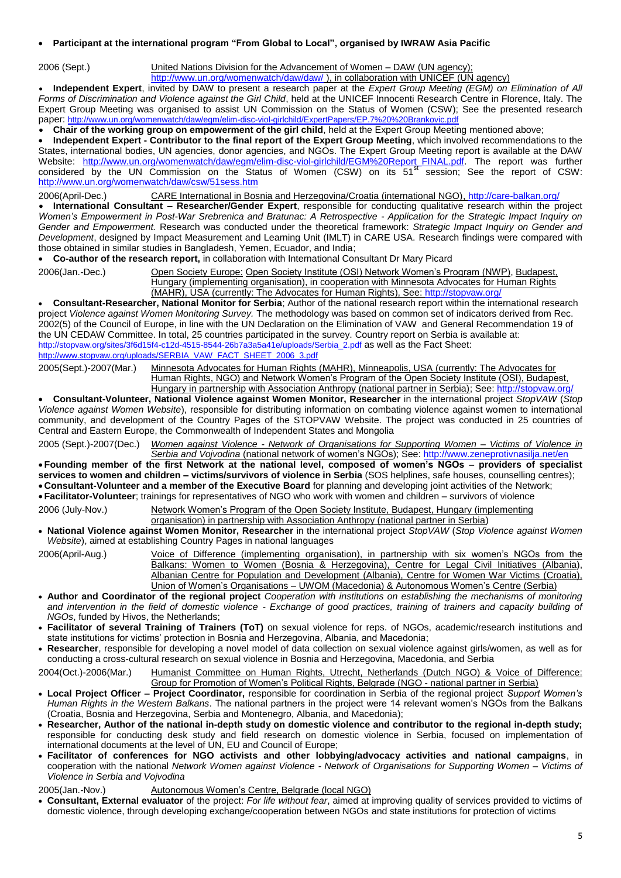- **Participant at the international program "From Global to Local", organised by IWRAW Asia Pacific**

2006 (Sept.) United Nations Division for the Advancement of Women – DAW (UN agency); http://www.un.org/womenwatch/daw/daw/ ), in collaboration with UNICEF (UN agency)

- **Independent Expert**, invited by DAW to present a research paper at the *Expert Group Meeting (EGM) on Elimination of All Forms of Discrimination and Violence against the Girl Child*, held at the UNICEF Innocenti Research Centre in Florence, Italy. The Expert Group Meeting was organised to assist UN Commission on the Status of Women (CSW); See the presented research paper: http://www.un.org/womenwatch/daw/egm/elim-disc-viol-girlchild/ExpertPapers/EP.7%20%20Brankovic.pdf
- **Chair of the working group on empowerment of the girl child**, held at the Expert Group Meeting mentioned above;
- **Independent Expert - Contributor to the final report of the Expert Group Meeting**, which involved recommendations to the States, international bodies, UN agencies, donor agencies, and NGOs. The Expert Group Meeting report is available at the DAW Website: http://www.un.org/womenwatch/daw/egm/elim-disc-viol-girlchild/EGM%20Report_FINAL.pdf. The report was further considered by the UN Commission on the Status of Women (CSW) on its 51st session; See the report of CSW: http://www.un.org/womenwatch/daw/csw/51sess.htm

2006(April-Dec.) CARE International in Bosnia and Herzegovina/Croatia (international NGO), http://care-balkan.org/

- **International Consultant – Researcher/Gender Expert**, responsible for conducting qualitative research within the project *Women's Empowerment in Post-War Srebrenica and Bratunac: A Retrospective - Application for the Strategic Impact Inquiry on Gender and Empowerment.* Research was conducted under the theoretical framework: *Strategic Impact Inquiry on Gender and Development*, designed by Impact Measurement and Learning Unit (IMLT) in CARE USA. Research findings were compared with those obtained in similar studies in Bangladesh, Yemen, Ecuador, and India;
- **Co-author of the research report,** in collaboration with International Consultant Dr Mary Picard

2006(Jan.-Dec.) Open Society Europe: Open Society Institute (OSI) Network Women's Program (NWP), Budapest, Hungary (implementing organisation), in cooperation with Minnesota Advocates for Human Rights (MAHR), USA (currently: The Advocates for Human Rights), See: http://stopvaw.org/

- **Consultant-Researcher, National Monitor for Serbia**; Author of the national research report within the international research project *Violence against Women Monitoring Survey.* The methodology was based on common set of indicators derived from Rec. 2002(5) of the Council of Europe, in line with the UN Declaration on the Elimination of VAW and General Recommendation 19 of the UN CEDAW Committee. In total, 25 countries participated in the survey. Country report on Serbia is available at: http://stopvaw.org/sites/3f6d15f4-c12d-4515-8544-26b7a3a5a41e/uploads/Serbia_2.pdf as well as the Fact Sheet: http://www.stopvaw.org/uploads/SERBIA_VAW_FACT_SHEET_2006_3.pdf

2005(Sept.)-2007(Mar.) Minnesota Advocates for Human Rights (MAHR), Minneapolis, USA (currently: The Advocates for Human Rights, NGO) and Network Women's Program of the Open Society Institute (OSI), Budapest, Hungary in partnership with Association Anthropy (national partner in Serbia); See: http://stopvaw.org/

- **Consultant-Volunteer, National Violence against Women Monitor, Researcher** in the international project *StopVAW* (*Stop Violence against Women Website*), responsible for distributing information on combating violence against women to international community, and development of the Country Pages of the STOPVAW Website. The project was conducted in 25 countries of Central and Eastern Europe, the Commonwealth of Independent States and Mongolia

2005 (Sept.)-2007(Dec.) *Women against Violence - Network of Organisations for Supporting Women – Victims of Violence in Serbia and Vojvodina* (national network of women's NGOs); See: http://www.zeneprotivnasilja.net/en

- **Founding member of the first Network at the national level, composed of women's NGOs – providers of specialist services to women and children – victims/survivors of violence in Serbia** (SOS helplines, safe houses, counselling centres);
- **Consultant-Volunteer and a member of the Executive Board** for planning and developing joint activities of the Network;
- **Facilitator-Volunteer**; trainings for representatives of NGO who work with women and children – survivors of violence

2006 (July-Nov.) Network Women's Program of the Open Society Institute, Budapest, Hungary (implementing organisation) in partnership with Association Anthropy (national partner in Serbia)

- **National Violence against Women Monitor, Researcher** in the international project *StopVAW* (*Stop Violence against Women Website*), aimed at establishing Country Pages in national languages

2006(April-Aug.) Voice of Difference (implementing organisation), in partnership with six women's NGOs from the Balkans: Women to Women (Bosnia & Herzegovina), Centre for Legal Civil Initiatives (Albania), Albanian Centre for Population and Development (Albania), Centre for Women War Victims (Croatia), Union of Women's Organisations – UWOM (Macedonia) & Autonomous Women's Centre (Serbia)

- **Author and Coordinator of the regional project** *Cooperation with institutions on establishing the mechanisms of monitoring and intervention in the field of domestic violence - Exchange of good practices, training of trainers and capacity building of NGOs*, funded by Hivos, the Netherlands;
- **Facilitator of several Training of Trainers (ToT)** on sexual violence for reps. of NGOs, academic/research institutions and state institutions for victims' protection in Bosnia and Herzegovina, Albania, and Macedonia;
- **Researcher**, responsible for developing a novel model of data collection on sexual violence against girls/women, as well as for conducting a cross-cultural research on sexual violence in Bosnia and Herzegovina, Macedonia, and Serbia

2004(Oct.)-2006(Mar.) Humanist Committee on Human Rights, Utrecht, Netherlands (Dutch NGO) & Voice of Difference: Group for Promotion of Women's Political Rights, Belgrade (NGO - national partner in Serbia)

- **Local Project Officer – Project Coordinator,** responsible for coordination in Serbia of the regional project *Support Women's Human Rights in the Western Balkans*. The national partners in the project were 14 relevant women's NGOs from the Balkans (Croatia, Bosnia and Herzegovina, Serbia and Montenegro, Albania, and Macedonia);
- **Researcher, Author of the national in-depth study on domestic violence and contributor to the regional in-depth study;** responsible for conducting desk study and field research on domestic violence in Serbia, focused on implementation of international documents at the level of UN, EU and Council of Europe;
- **Facilitator of conferences for NGO activists and other lobbying/advocacy activities and national campaigns**, in cooperation with the national *Network Women against Violence - Network of Organisations for Supporting Women – Victims of Violence in Serbia and Vojvodina*

2005(Jan.-Nov.) Autonomous Women's Centre, Belgrade (local NGO)

- **Consultant, External evaluator** of the project: *For life without fear*, aimed at improving quality of services provided to victims of domestic violence, through developing exchange/cooperation between NGOs and state institutions for protection of victims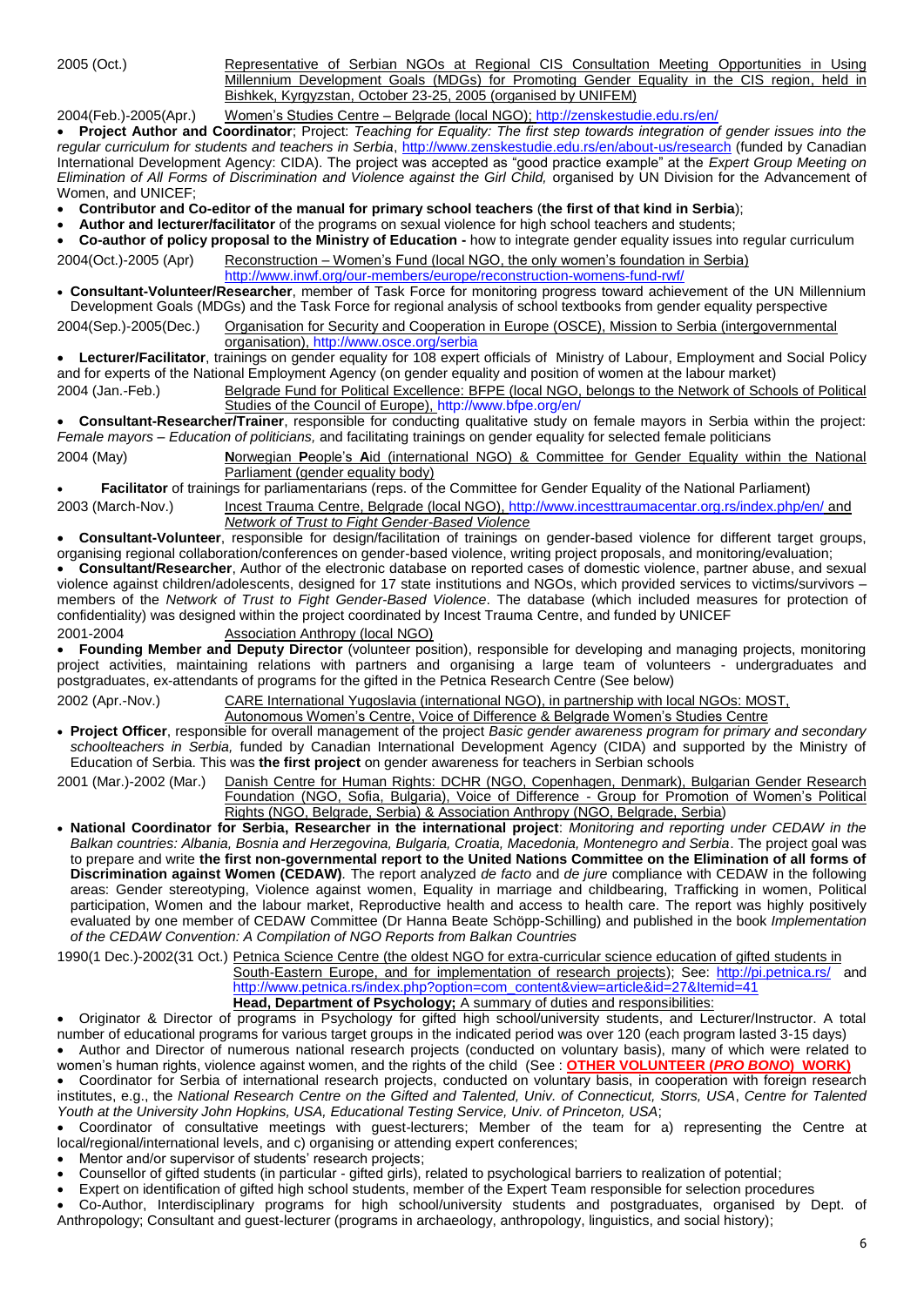2005 (Oct.) Representative of Serbian NGOs at Regional CIS Consultation Meeting Opportunities in Using Millennium Development Goals (MDGs) for Promoting Gender Equality in the CIS region, held in Bishkek, Kyrgyzstan, October 23-25, 2005 (organised by UNIFEM)

2004(Feb.)-2005(Apr.) Women's Studies Centre – Belgrade (local NGO); http://zenskestudie.edu.rs/en/

- **Project Author and Coordinator**; Project: *Teaching for Equality: The first step towards integration of gender issues into the regular curriculum for students and teachers in Serbia*, http://www.zenskestudie.edu.rs/en/about-us/research (funded by Canadian International Development Agency: CIDA). The project was accepted as "good practice example" at the *Expert Group Meeting on Elimination of All Forms of Discrimination and Violence against the Girl Child,* organised by UN Division for the Advancement of Women, and UNICEF;
- **Contributor and Co-editor of the manual for primary school teachers** (**the first of that kind in Serbia**);
- **Author and lecturer/facilitator** of the programs on sexual violence for high school teachers and students;
- **Co-author of policy proposal to the Ministry of Education -** how to integrate gender equality issues into regular curriculum

2004(Oct.)-2005 (Apr) Reconstruction – Women's Fund (local NGO, the only women's foundation in Serbia) http://www.inwf.org/our-members/europe/reconstruction-womens-fund-rwf/

- **Consultant-Volunteer/Researcher**, member of Task Force for monitoring progress toward achievement of the UN Millennium Development Goals (MDGs) and the Task Force for regional analysis of school textbooks from gender equality perspective

2004(Sep.)-2005(Dec.) Organisation for Security and Cooperation in Europe (OSCE), Mission to Serbia (intergovernmental organisation), http://www.osce.org/serbia

- **Lecturer/Facilitator**, trainings on gender equality for 108 expert officials of Ministry of Labour, Employment and Social Policy and for experts of the National Employment Agency (on gender equality and position of women at the labour market)

2004 (Jan.-Feb.) Belgrade Fund for Political Excellence: BFPE (local NGO, belongs to the Network of Schools of Political Studies of the Council of Europe), http://www.bfpe.org/en/

- **Consultant-Researcher/Trainer**, responsible for conducting qualitative study on female mayors in Serbia within the project: *Female mayors – Education of politicians,* and facilitating trainings on gender equality for selected female politicians

2004 (May) **N**orwegian **P**eople's **A**id (international NGO) & Committee for Gender Equality within the National Parliament (gender equality body)

- **Facilitator** of trainings for parliamentarians (reps. of the Committee for Gender Equality of the National Parliament)

2003 (March-Nov.) Incest Trauma Centre, Belgrade (local NGO), http://www.incesttraumacentar.org.rs/index.php/en/ and *Network of Trust to Fight Gender-Based Violence*

- **Consultant-Volunteer**, responsible for design/facilitation of trainings on gender-based violence for different target groups, organising regional collaboration/conferences on gender-based violence, writing project proposals, and monitoring/evaluation;
- **Consultant/Researcher**, Author of the electronic database on reported cases of domestic violence, partner abuse, and sexual violence against children/adolescents, designed for 17 state institutions and NGOs, which provided services to victims/survivors – members of the *Network of Trust to Fight Gender-Based Violence*. The database (which included measures for protection of confidentiality) was designed within the project coordinated by Incest Trauma Centre, and funded by UNICEF

2001-2004 Association Anthropy (local NGO)

- **Founding Member and Deputy Director** (volunteer position), responsible for developing and managing projects, monitoring project activities, maintaining relations with partners and organising a large team of volunteers - undergraduates and postgraduates, ex-attendants of programs for the gifted in the Petnica Research Centre (See below)

2002 (Apr.-Nov.) CARE International Yugoslavia (international NGO), in partnership with local NGOs: MOST, Autonomous Women's Centre, Voice of Difference & Belgrade Women's Studies Centre

- **Project Officer**, responsible for overall management of the project *Basic gender awareness program for primary and secondary schoolteachers in Serbia,* funded by Canadian International Development Agency (CIDA) and supported by the Ministry of Education of Serbia. This was **the first project** on gender awareness for teachers in Serbian schools

2001 (Mar.)-2002 (Mar.) Danish Centre for Human Rights: DCHR (NGO, Copenhagen, Denmark), Bulgarian Gender Research Foundation (NGO, Sofia, Bulgaria), Voice of Difference - Group for Promotion of Women's Political Rights (NGO, Belgrade, Serbia) & Association Anthropy (NGO, Belgrade, Serbia)

- **National Coordinator for Serbia, Researcher in the international project**: *Monitoring and reporting under CEDAW in the Balkan countries: Albania, Bosnia and Herzegovina, Bulgaria, Croatia, Macedonia, Montenegro and Serbia*. The project goal was to prepare and write **the first non-governmental report to the United Nations Committee on the Elimination of all forms of Discrimination against Women (CEDAW)**. The report analyzed *de facto* and *de jure* compliance with CEDAW in the following areas: Gender stereotyping, Violence against women, Equality in marriage and childbearing, Trafficking in women, Political participation, Women and the labour market, Reproductive health and access to health care. The report was highly positively evaluated by one member of CEDAW Committee (Dr Hanna Beate Schöpp-Schilling) and published in the book *Implementation of the CEDAW Convention: A Compilation of NGO Reports from Balkan Countries*

1990(1 Dec.)-2002(31 Oct.) Petnica Science Centre (the oldest NGO for extra-curricular science education of gifted students in South-Eastern Europe, and for implementation of research projects); See: http://pi.petnica.rs/ and http://www.petnica.rs/index.php?option=com_content&view=article&id=27&Itemid=41

**Head, Department of Psychology;** A summary of duties and responsibilities:

- Originator & Director of programs in Psychology for gifted high school/university students, and Lecturer/Instructor. A total number of educational programs for various target groups in the indicated period was over 120 (each program lasted 3-15 days)
- Author and Director of numerous national research projects (conducted on voluntary basis), many of which were related to women's human rights, violence against women, and the rights of the child (See : **OTHER VOLUNTEER (*PRO BONO*) WORK)**
- Coordinator for Serbia of international research projects, conducted on voluntary basis, in cooperation with foreign research institutes, e.g., the *National Research Centre on the Gifted and Talented, Univ. of Connecticut, Storrs, USA*, *Centre for Talented Youth at the University John Hopkins, USA, Educational Testing Service, Univ. of Princeton, USA*;
- Coordinator of consultative meetings with guest-lecturers; Member of the team for a) representing the Centre at local/regional/international levels, and c) organising or attending expert conferences;
- Mentor and/or supervisor of students' research projects;
- Counsellor of gifted students (in particular - gifted girls), related to psychological barriers to realization of potential;
- Expert on identification of gifted high school students, member of the Expert Team responsible for selection procedures
- Co-Author, Interdisciplinary programs for high school/university students and postgraduates, organised by Dept. of Anthropology; Consultant and guest-lecturer (programs in archaeology, anthropology, linguistics, and social history);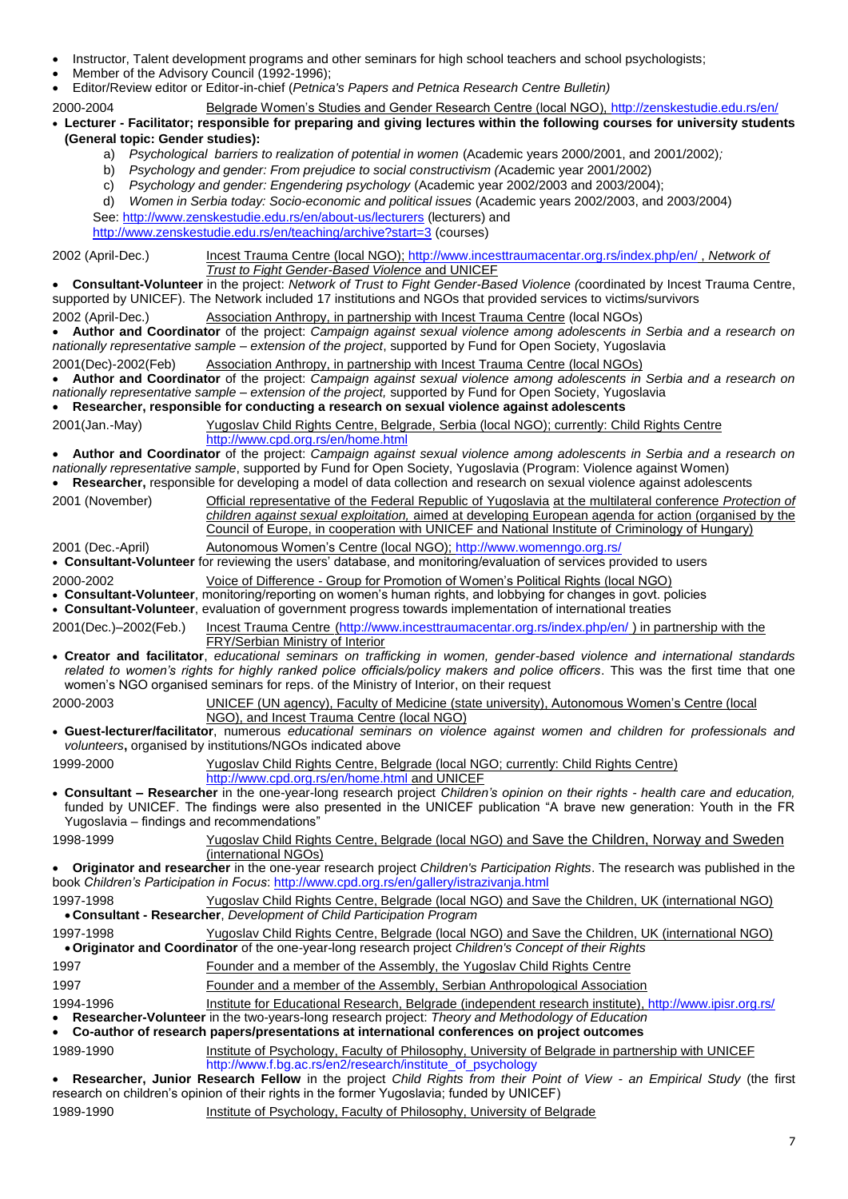- Instructor, Talent development programs and other seminars for high school teachers and school psychologists;
- Member of the Advisory Council (1992-1996);
- Editor/Review editor or Editor-in-chief (*Petnica's Papers and Petnica Research Centre Bulletin)*

2000-2004 Belgrade Women's Studies and Gender Research Centre (local NGO), http://zenskestudie.edu.rs/en/

- **Lecturer - Facilitator; responsible for preparing and giving lectures within the following courses for university students (General topic: Gender studies):**
  - a) *Psychological barriers to realization of potential in women* (Academic years 2000/2001, and 2001/2002)*;*
  - b) *Psychology and gender: From prejudice to social constructivism (*Academic year 2001/2002)
  - c) *Psychology and gender: Engendering psychology* (Academic year 2002/2003 and 2003/2004);
  - d) *Women in Serbia today: Socio-economic and political issues* (Academic years 2002/2003, and 2003/2004)

  See: http://www.zenskestudie.edu.rs/en/about-us/lecturers (lecturers) and http://www.zenskestudie.edu.rs/en/teaching/archive?start=3 (courses)

2002 (April-Dec.) Incest Trauma Centre (local NGO); http://www.incesttraumacentar.org.rs/index.php/en/ , *Network of Trust to Fight Gender-Based Violence* and UNICEF

- **Consultant-Volunteer** in the project: *Network of Trust to Fight Gender-Based Violence (*coordinated by Incest Trauma Centre, supported by UNICEF). The Network included 17 institutions and NGOs that provided services to victims/survivors

2002 (April-Dec.) Association Anthropy, in partnership with Incest Trauma Centre (local NGOs)

- **Author and Coordinator** of the project: *Campaign against sexual violence among adolescents in Serbia and a research on nationally representative sample – extension of the project*, supported by Fund for Open Society, Yugoslavia

2001(Dec)-2002(Feb) Association Anthropy, in partnership with Incest Trauma Centre (local NGOs)

- **Author and Coordinator** of the project: *Campaign against sexual violence among adolescents in Serbia and a research on nationally representative sample – extension of the project,* supported by Fund for Open Society, Yugoslavia
- **Researcher, responsible for conducting a research on sexual violence against adolescents**

2001(Jan.-May) Yugoslav Child Rights Centre, Belgrade, Serbia (local NGO); currently: Child Rights Centre http://www.cpd.org.rs/en/home.html

- **Author and Coordinator** of the project: *Campaign against sexual violence among adolescents in Serbia and a research on nationally representative sample*, supported by Fund for Open Society, Yugoslavia (Program: Violence against Women)
- **Researcher,** responsible for developing a model of data collection and research on sexual violence against adolescents

2001 (November) Official representative of the Federal Republic of Yugoslavia at the multilateral conference *Protection of children against sexual exploitation,* aimed at developing European agenda for action (organised by the Council of Europe, in cooperation with UNICEF and National Institute of Criminology of Hungary)

2001 (Dec.-April) Autonomous Women's Centre (local NGO); http://www.womenngo.org.rs/

- **Consultant-Volunteer** for reviewing the users' database, and monitoring/evaluation of services provided to users

2000-2002 Voice of Difference - Group for Promotion of Women's Political Rights (local NGO)

- **Consultant-Volunteer**, monitoring/reporting on women's human rights, and lobbying for changes in govt. policies
- **Consultant-Volunteer**, evaluation of government progress towards implementation of international treaties

2001(Dec.)–2002(Feb.) Incest Trauma Centre (http://www.incesttraumacentar.org.rs/index.php/en/ ) in partnership with the FRY/Serbian Ministry of Interior

- **Creator and facilitator**, *educational seminars on trafficking in women, gender-based violence and international standards related to women's rights for highly ranked police officials/policy makers and police officers*. This was the first time that one women's NGO organised seminars for reps. of the Ministry of Interior, on their request

2000-2003 UNICEF (UN agency), Faculty of Medicine (state university), Autonomous Women's Centre (local NGO), and Incest Trauma Centre (local NGO)

- **Guest-lecturer/facilitator**, numerous *educational seminars on violence against women and children for professionals and volunteers***,** organised by institutions/NGOs indicated above

1999-2000 Yugoslav Child Rights Centre, Belgrade (local NGO; currently: Child Rights Centre) http://www.cpd.org.rs/en/home.html and UNICEF

- **Consultant – Researcher** in the one-year-long research project *Children's opinion on their rights - health care and education,* funded by UNICEF. The findings were also presented in the UNICEF publication "A brave new generation: Youth in the FR Yugoslavia – findings and recommendations"

1998-1999 Yugoslav Child Rights Centre, Belgrade (local NGO) and Save the Children, Norway and Sweden (international NGOs)

- **Originator and researcher** in the one-year research project *Children's Participation Rights*. The research was published in the book *Children's Participation in Focus*: http://www.cpd.org.rs/en/gallery/istrazivanja.html

1997-1998 Yugoslav Child Rights Centre, Belgrade (local NGO) and Save the Children, UK (international NGO)

- **Consultant - Researcher**, *Development of Child Participation Program*

1997-1998 Yugoslav Child Rights Centre, Belgrade (local NGO) and Save the Children, UK (international NGO)

- **Originator and Coordinator** of the one-year-long research project *Children's Concept of their Rights*

1997 Founder and a member of the Assembly, the Yugoslav Child Rights Centre

1997 Founder and a member of the Assembly, Serbian Anthropological Association

1994-1996 Institute for Educational Research, Belgrade (independent research institute), http://www.ipisr.org.rs/

- **Researcher-Volunteer** in the two-years-long research project: *Theory and Methodology of Education*
- **Co-author of research papers/presentations at international conferences on project outcomes**

1989-1990 Institute of Psychology, Faculty of Philosophy, University of Belgrade in partnership with UNICEF http://www.f.bg.ac.rs/en2/research/institute_of_psychology

- **Researcher, Junior Research Fellow** in the project *Child Rights from their Point of View - an Empirical Study* (the first research on children's opinion of their rights in the former Yugoslavia; funded by UNICEF)

1989-1990 Institute of Psychology, Faculty of Philosophy, University of Belgrade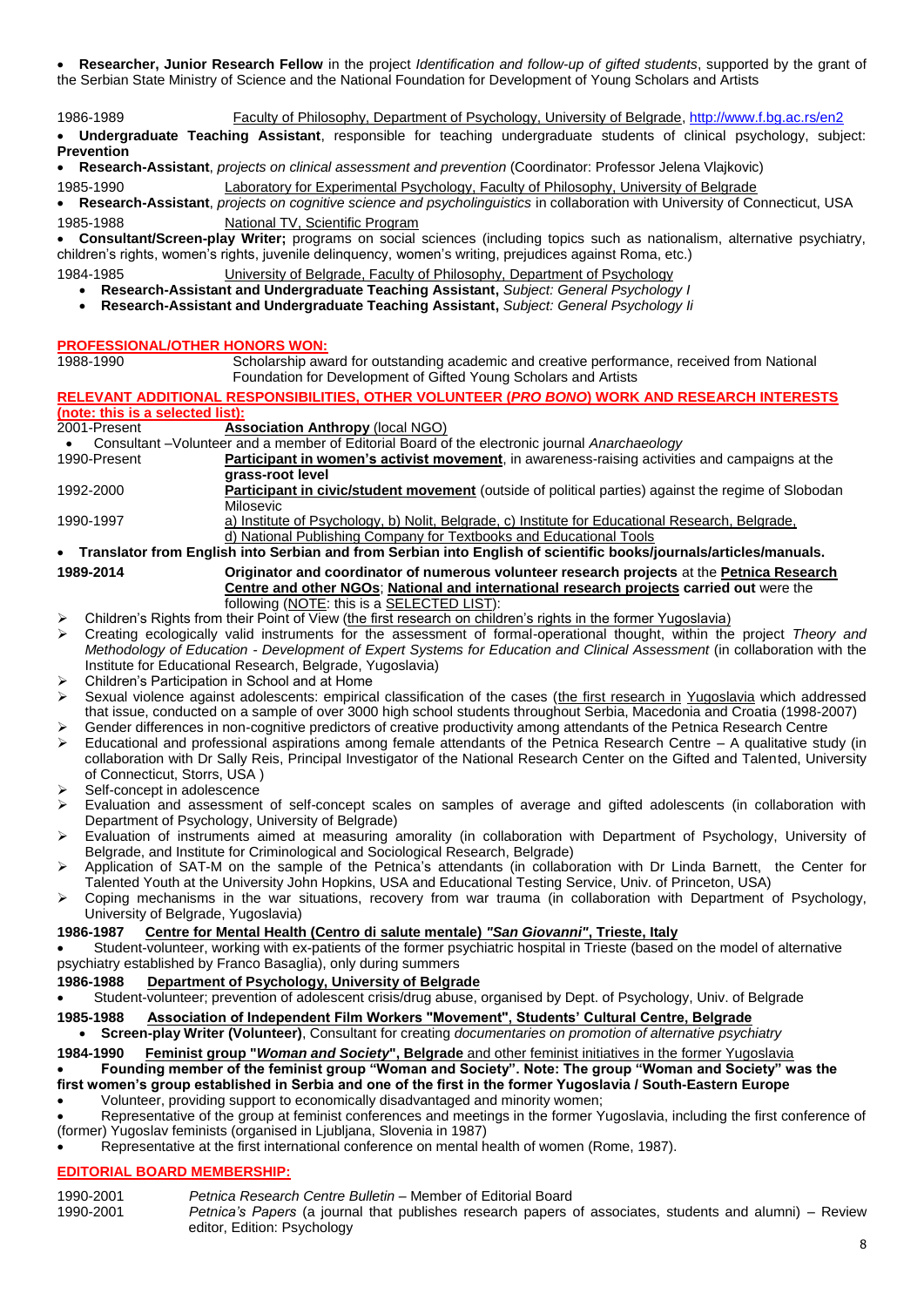- **Researcher, Junior Research Fellow** in the project *Identification and follow-up of gifted students*, supported by the grant of the Serbian State Ministry of Science and the National Foundation for Development of Young Scholars and Artists

1986-1989 Faculty of Philosophy, Department of Psychology, University of Belgrade, http://www.f.bg.ac.rs/en2

- **Undergraduate Teaching Assistant**, responsible for teaching undergraduate students of clinical psychology, subject: **Prevention**
- **Research-Assistant**, *projects on clinical assessment and prevention* (Coordinator: Professor Jelena Vlajkovic)

1985-1990 Laboratory for Experimental Psychology, Faculty of Philosophy, University of Belgrade

- **Research-Assistant**, *projects on cognitive science and psycholinguistics* in collaboration with University of Connecticut, USA

1985-1988 National TV, Scientific Program

- **Consultant/Screen-play Writer;** programs on social sciences (including topics such as nationalism, alternative psychiatry, children's rights, women's rights, juvenile delinquency, women's writing, prejudices against Roma, etc.)

1984-1985 University of Belgrade, Faculty of Philosophy, Department of Psychology

- **Research-Assistant and Undergraduate Teaching Assistant,** *Subject: General Psychology I*
- **Research-Assistant and Undergraduate Teaching Assistant,** *Subject: General Psychology Ii*

## PROFESSIONAL/OTHER HONORS WON:

1988-1990 Scholarship award for outstanding academic and creative performance, received from National Foundation for Development of Gifted Young Scholars and Artists

## RELEVANT ADDITIONAL RESPONSIBILITIES, OTHER VOLUNTEER (*PRO BONO*) WORK AND RESEARCH INTERESTS (note: this is a selected list):

2001-Present **Association Anthropy** (local NGO)

- Consultant –Volunteer and a member of Editorial Board of the electronic journal *Anarchaeology*

1990-Present **Participant in women's activist movement**, in awareness-raising activities and campaigns at the grass-root level

1992-2000 **Participant in civic/student movement** (outside of political parties) against the regime of Slobodan Milosevic

1990-1997 a) Institute of Psychology, b) Nolit, Belgrade, c) Institute for Educational Research, Belgrade, d) National Publishing Company for Textbooks and Educational Tools

- **Translator from English into Serbian and from Serbian into English of scientific books/journals/articles/manuals.**

**1989-2014** **Originator and coordinator of numerous volunteer research projects** at the **Petnica Research Centre and other NGOs**; **National and international research projects carried out** were the following (NOTE: this is a SELECTED LIST):

- Children's Rights from their Point of View (the first research on children's rights in the former Yugoslavia)
- Creating ecologically valid instruments for the assessment of formal-operational thought, within the project *Theory and Methodology of Education - Development of Expert Systems for Education and Clinical Assessment* (in collaboration with the Institute for Educational Research, Belgrade, Yugoslavia)
- Children's Participation in School and at Home
- Sexual violence against adolescents: empirical classification of the cases (the first research in Yugoslavia which addressed that issue, conducted on a sample of over 3000 high school students throughout Serbia, Macedonia and Croatia (1998-2007)
- Gender differences in non-cognitive predictors of creative productivity among attendants of the Petnica Research Centre
- Educational and professional aspirations among female attendants of the Petnica Research Centre – A qualitative study (in collaboration with Dr Sally Reis, Principal Investigator of the National Research Center on the Gifted and Talented, University of Connecticut, Storrs, USA )
- Self-concept in adolescence
- Evaluation and assessment of self-concept scales on samples of average and gifted adolescents (in collaboration with Department of Psychology, University of Belgrade)
- Evaluation of instruments aimed at measuring amorality (in collaboration with Department of Psychology, University of Belgrade, and Institute for Criminological and Sociological Research, Belgrade)
- Application of SAT-M on the sample of the Petnica's attendants (in collaboration with Dr Linda Barnett, the Center for Talented Youth at the University John Hopkins, USA and Educational Testing Service, Univ. of Princeton, USA)
- Coping mechanisms in the war situations, recovery from war trauma (in collaboration with Department of Psychology, University of Belgrade, Yugoslavia)

**1986-1987 Centre for Mental Health (Centro di salute mentale) *"San Giovanni"*, Trieste, Italy**

- Student-volunteer, working with ex-patients of the former psychiatric hospital in Trieste (based on the model of alternative psychiatry established by Franco Basaglia), only during summers

**1986-1988 Department of Psychology, University of Belgrade**

- Student-volunteer; prevention of adolescent crisis/drug abuse, organised by Dept. of Psychology, Univ. of Belgrade

**1985-1988 Association of Independent Film Workers "Movement", Students' Cultural Centre, Belgrade**

- **Screen-play Writer (Volunteer)**, Consultant for creating *documentaries on promotion of alternative psychiatry*

**1984-1990 Feminist group "*Woman and Society*", Belgrade** and other feminist initiatives in the former Yugoslavia

- **Founding member of the feminist group "Woman and Society". Note: The group "Woman and Society" was the first women's group established in Serbia and one of the first in the former Yugoslavia / South-Eastern Europe**
- Volunteer, providing support to economically disadvantaged and minority women;
- Representative of the group at feminist conferences and meetings in the former Yugoslavia, including the first conference of (former) Yugoslav feminists (organised in Ljubljana, Slovenia in 1987)
- Representative at the first international conference on mental health of women (Rome, 1987).

## EDITORIAL BOARD MEMBERSHIP:

1990-2001 *Petnica Research Centre Bulletin* – Member of Editorial Board

1990-2001 *Petnica's Papers* (a journal that publishes research papers of associates, students and alumni) – Review editor, Edition: Psychology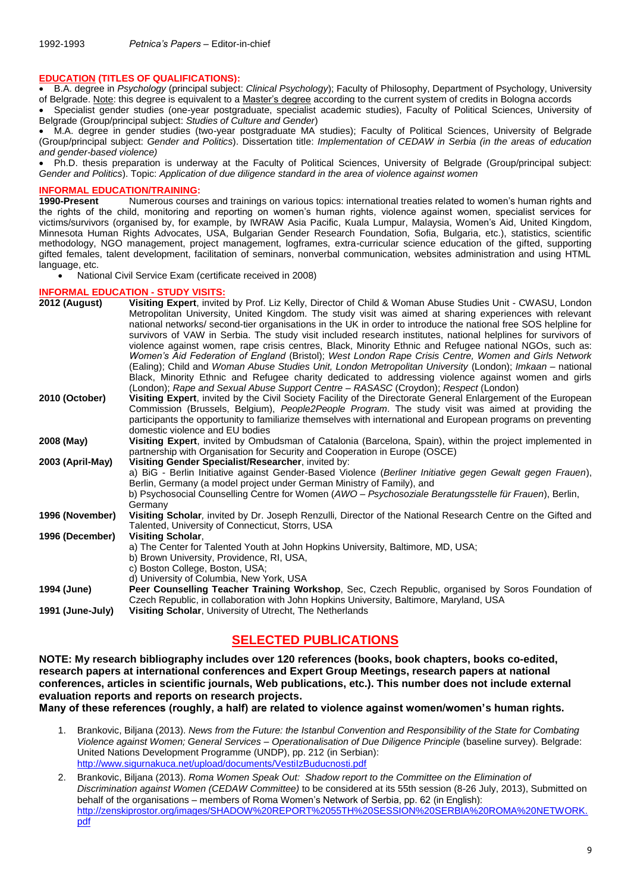1992-1993 *Petnica's Papers* – Editor-in-chief

**EDUCATION (TITLES OF QUALIFICATIONS):**

- B.A. degree in *Psychology* (principal subject: *Clinical Psychology*); Faculty of Philosophy, Department of Psychology, University of Belgrade. Note: this degree is equivalent to a Master's degree according to the current system of credits in Bologna accords
- Specialist gender studies (one-year postgraduate, specialist academic studies), Faculty of Political Sciences, University of Belgrade (Group/principal subject: *Studies of Culture and Gender*)
- M.A. degree in gender studies (two-year postgraduate MA studies); Faculty of Political Sciences, University of Belgrade (Group/principal subject: *Gender and Politics*). Dissertation title: *Implementation of CEDAW in Serbia (in the areas of education and gender-based violence)*
- Ph.D. thesis preparation is underway at the Faculty of Political Sciences, University of Belgrade (Group/principal subject: *Gender and Politics*). Topic: *Application of due diligence standard in the area of violence against women*

**INFORMAL EDUCATION/TRAINING:**

**1990-Present** Numerous courses and trainings on various topics: international treaties related to women's human rights and the rights of the child, monitoring and reporting on women's human rights, violence against women, specialist services for victims/survivors (organised by, for example, by IWRAW Asia Pacific, Kuala Lumpur, Malaysia, Women's Aid, United Kingdom, Minnesota Human Rights Advocates, USA, Bulgarian Gender Research Foundation, Sofia, Bulgaria, etc.), statistics, scientific methodology, NGO management, project management, logframes, extra-curricular science education of the gifted, supporting gifted females, talent development, facilitation of seminars, nonverbal communication, websites administration and using HTML language, etc.

- National Civil Service Exam (certificate received in 2008)

**INFORMAL EDUCATION - STUDY VISITS:**

**2012 (August)** **Visiting Expert**, invited by Prof. Liz Kelly, Director of Child & Woman Abuse Studies Unit - CWASU, London Metropolitan University, United Kingdom. The study visit was aimed at sharing experiences with relevant national networks/ second-tier organisations in the UK in order to introduce the national free SOS helpline for survivors of VAW in Serbia. The study visit included research institutes, national helplines for survivors of violence against women, rape crisis centres, Black, Minority Ethnic and Refugee national NGOs, such as: *Women's Aid Federation of England* (Bristol); *West London Rape Crisis Centre, Women and Girls Network* (Ealing); Child and *Woman Abuse Studies Unit, London Metropolitan University* (London); *Imkaan* – national Black, Minority Ethnic and Refugee charity dedicated to addressing violence against women and girls (London); *Rape and Sexual Abuse Support Centre – RASASC* (Croydon); *Respect* (London)

**2010 (October)** **Visiting Expert**, invited by the Civil Society Facility of the Directorate General Enlargement of the European Commission (Brussels, Belgium), *People2People Program*. The study visit was aimed at providing the participants the opportunity to familiarize themselves with international and European programs on preventing domestic violence and EU bodies

**2008 (May)** **Visiting Expert**, invited by Ombudsman of Catalonia (Barcelona, Spain), within the project implemented in partnership with Organisation for Security and Cooperation in Europe (OSCE)

**2003 (April-May)** **Visiting Gender Specialist/Researcher**, invited by:
a) BiG - Berlin Initiative against Gender-Based Violence (*Berliner Initiative gegen Gewalt gegen Frauen*), Berlin, Germany (a model project under German Ministry of Family), and
b) Psychosocial Counselling Centre for Women (*AWO – Psychosoziale Beratungsstelle für Frauen*), Berlin, Germany

**1996 (November)** **Visiting Scholar**, invited by Dr. Joseph Renzulli, Director of the National Research Centre on the Gifted and Talented, University of Connecticut, Storrs, USA

**1996 (December)** **Visiting Scholar**,
a) The Center for Talented Youth at John Hopkins University, Baltimore, MD, USA;
b) Brown University, Providence, RI, USA,
c) Boston College, Boston, USA;
d) University of Columbia, New York, USA

**1994 (June)** **Peer Counselling Teacher Training Workshop**, Sec, Czech Republic, organised by Soros Foundation of Czech Republic, in collaboration with John Hopkins University, Baltimore, Maryland, USA

**1991 (June-July)** **Visiting Scholar**, University of Utrecht, The Netherlands

## SELECTED PUBLICATIONS

**NOTE: My research bibliography includes over 120 references (books, book chapters, books co-edited, research papers at international conferences and Expert Group Meetings, research papers at national conferences, articles in scientific journals, Web publications, etc.). This number does not include external evaluation reports and reports on research projects.**
**Many of these references (roughly, a half) are related to violence against women/women's human rights.**

1. Brankovic, Biljana (2013). *News from the Future: the Istanbul Convention and Responsibility of the State for Combating Violence against Women; General Services – Operationalisation of Due Diligence Principle* (baseline survey). Belgrade: United Nations Development Programme (UNDP), pp. 212 (in Serbian): http://www.sigurnakuca.net/upload/documents/VestiIzBuducnosti.pdf
2. Brankovic, Biljana (2013). *Roma Women Speak Out: Shadow report to the Committee on the Elimination of Discrimination against Women (CEDAW Committee)* to be considered at its 55th session (8-26 July, 2013), Submitted on behalf of the organisations – members of Roma Women's Network of Serbia, pp. 62 (in English): http://zenskiprostor.org/images/SHADOW%20REPORT%2055TH%20SESSION%20SERBIA%20ROMA%20NETWORK.pdf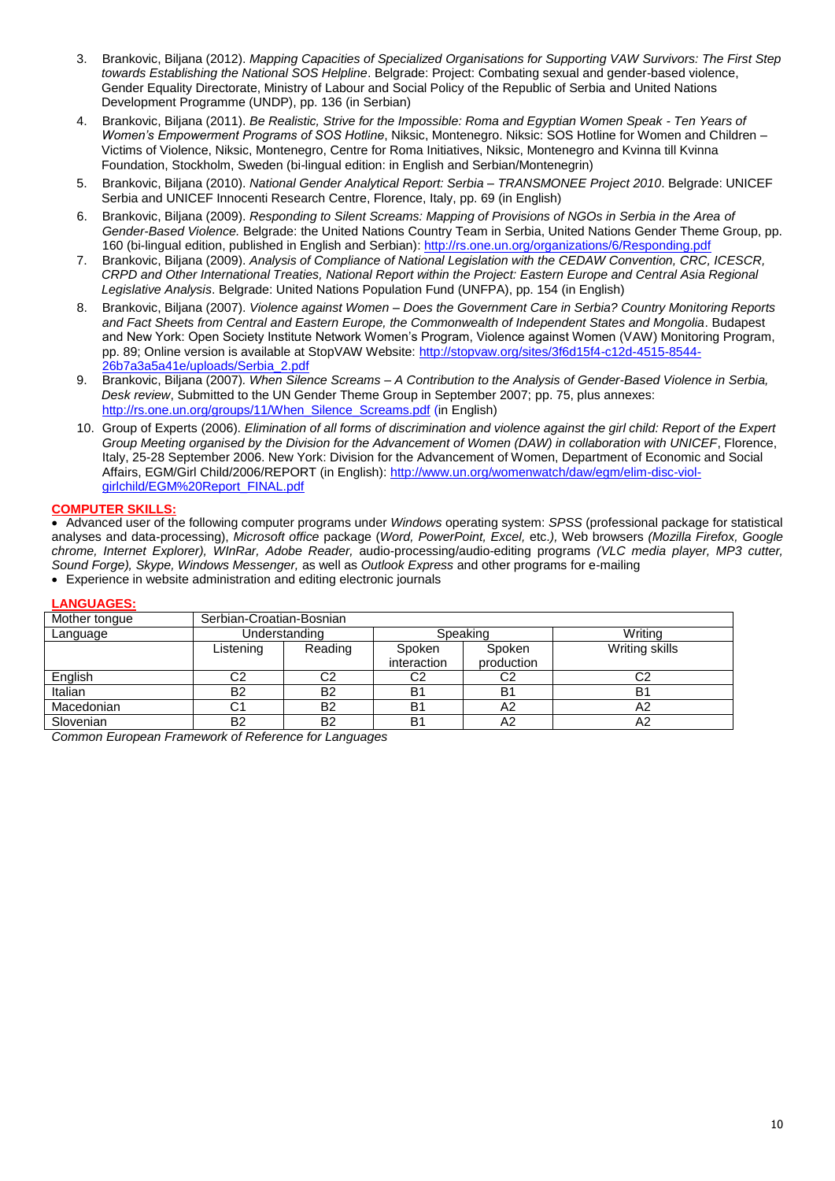3. Brankovic, Biljana (2012). *Mapping Capacities of Specialized Organisations for Supporting VAW Survivors: The First Step towards Establishing the National SOS Helpline*. Belgrade: Project: Combating sexual and gender-based violence, Gender Equality Directorate, Ministry of Labour and Social Policy of the Republic of Serbia and United Nations Development Programme (UNDP), pp. 136 (in Serbian)
4. Brankovic, Biljana (2011). *Be Realistic, Strive for the Impossible: Roma and Egyptian Women Speak - Ten Years of Women's Empowerment Programs of SOS Hotline*, Niksic, Montenegro. Niksic: SOS Hotline for Women and Children – Victims of Violence, Niksic, Montenegro, Centre for Roma Initiatives, Niksic, Montenegro and Kvinna till Kvinna Foundation, Stockholm, Sweden (bi-lingual edition: in English and Serbian/Montenegrin)
5. Brankovic, Biljana (2010). *National Gender Analytical Report: Serbia – TRANSMONEE Project 2010*. Belgrade: UNICEF Serbia and UNICEF Innocenti Research Centre, Florence, Italy, pp. 69 (in English)
6. Brankovic, Biljana (2009). *Responding to Silent Screams: Mapping of Provisions of NGOs in Serbia in the Area of Gender-Based Violence.* Belgrade: the United Nations Country Team in Serbia, United Nations Gender Theme Group, pp. 160 (bi-lingual edition, published in English and Serbian): http://rs.one.un.org/organizations/6/Responding.pdf
7. Brankovic, Biljana (2009). *Analysis of Compliance of National Legislation with the CEDAW Convention, CRC, ICESCR, CRPD and Other International Treaties, National Report within the Project: Eastern Europe and Central Asia Regional Legislative Analysis*. Belgrade: United Nations Population Fund (UNFPA), pp. 154 (in English)
8. Brankovic, Biljana (2007). *Violence against Women – Does the Government Care in Serbia? Country Monitoring Reports and Fact Sheets from Central and Eastern Europe, the Commonwealth of Independent States and Mongolia*. Budapest and New York: Open Society Institute Network Women's Program, Violence against Women (VAW) Monitoring Program, pp. 89; Online version is available at StopVAW Website: http://stopvaw.org/sites/3f6d15f4-c12d-4515-8544-26b7a3a5a41e/uploads/Serbia_2.pdf
9. Brankovic, Biljana (2007). *When Silence Screams – A Contribution to the Analysis of Gender-Based Violence in Serbia, Desk review*, Submitted to the UN Gender Theme Group in September 2007; pp. 75, plus annexes: http://rs.one.un.org/groups/11/When_Silence_Screams.pdf (in English)
10. Group of Experts (2006). *Elimination of all forms of discrimination and violence against the girl child: Report of the Expert Group Meeting organised by the Division for the Advancement of Women (DAW) in collaboration with UNICEF*, Florence, Italy, 25-28 September 2006. New York: Division for the Advancement of Women, Department of Economic and Social Affairs, EGM/Girl Child/2006/REPORT (in English): http://www.un.org/womenwatch/daw/egm/elim-disc-viol-girlchild/EGM%20Report_FINAL.pdf

## COMPUTER SKILLS:

- Advanced user of the following computer programs under *Windows* operating system: *SPSS* (professional package for statistical analyses and data-processing), *Microsoft office* package (*Word, PowerPoint, Excel,* etc.*),* Web browsers *(Mozilla Firefox, Google chrome, Internet Explorer), WInRar, Adobe Reader,* audio-processing/audio-editing programs *(VLC media player, MP3 cutter, Sound Forge), Skype, Windows Messenger,* as well as *Outlook Express* and other programs for e-mailing
- Experience in website administration and editing electronic journals

## LANGUAGES:

| Mother tongue | Serbian-Croatian-Bosnian | | | | |
|---|---|---|---|---|---|
| Language | Understanding | | Speaking | | Writing |
| | Listening | Reading | Spoken interaction | Spoken production | Writing skills |
| English | C2 | C2 | C2 | C2 | C2 |
| Italian | B2 | B2 | B1 | B1 | B1 |
| Macedonian | C1 | B2 | B1 | A2 | A2 |
| Slovenian | B2 | B2 | B1 | A2 | A2 |

*Common European Framework of Reference for Languages*